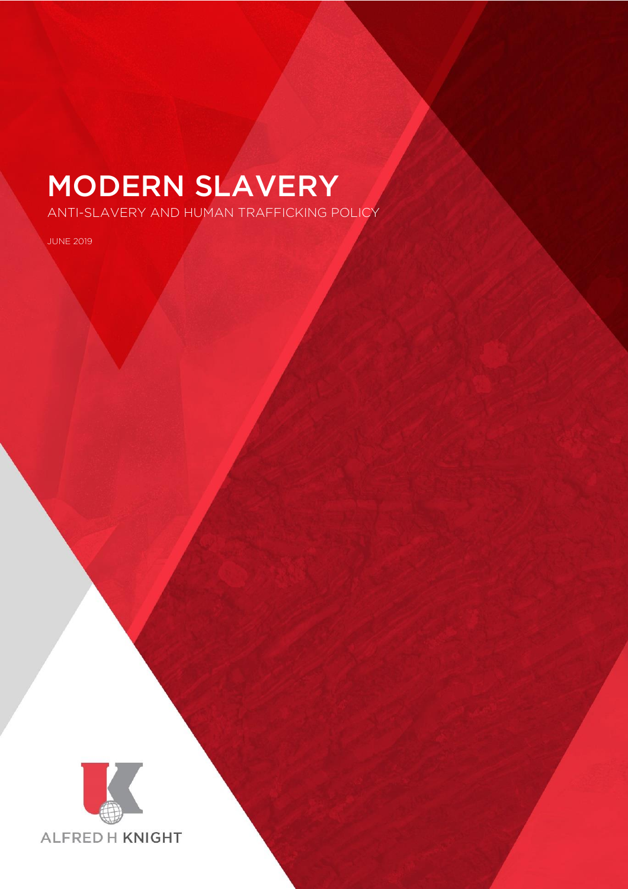# MODERN SLAVERY

ANTI-SLAVERY AND HUMAN TRAFFICKING POLICY

JUNE 2019

ALFRED H KNIGHT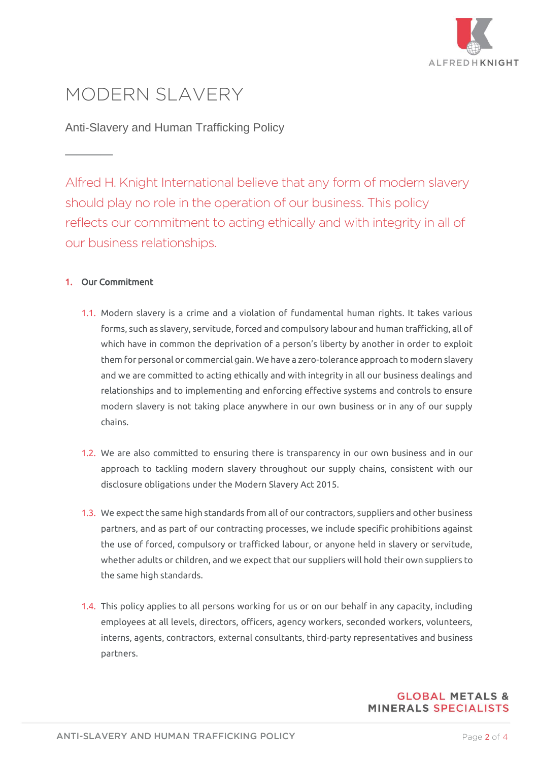# MODERN SLAVERY

Anti-Slavery and Human Trafficking Policy

Alfred H. Knight International believe that any form of modern slavery should play no role in the operation of our business. This policy reflects our commitment to acting ethically and with integrity in all of our business relationships.

## 1. Our Commitment

1.1. Modern slavery is a crime and a violation of fundamental human rights. It takes various forms, such as slavery, servitude, forced and compulsory labour and human trafficking, all of which have in common the deprivation of a person's liberty by another in order to exploit them for personal or commercial gain. We have a zero-tolerance approach to modern slavery and we are committed to acting ethically and with integrity in all our business dealings and relationships and to implementing and enforcing effective systems and controls to ensure modern slavery is not taking place anywhere in our own business or in any of our supply chains.

1.2. We are also committed to ensuring there is transparency in our own business and in our approach to tackling modern slavery throughout our supply chains, consistent with our disclosure obligations under the Modern Slavery Act 2015.

1.3. We expect the same high standards from all of our contractors, suppliers and other business partners, and as part of our contracting processes, we include specific prohibitions against the use of forced, compulsory or trafficked labour, or anyone held in slavery or servitude, whether adults or children, and we expect that our suppliers will hold their own suppliers to the same high standards.

1.4. This policy applies to all persons working for us or on our behalf in any capacity, including employees at all levels, directors, officers, agency workers, seconded workers, volunteers, interns, agents, contractors, external consultants, third-party representatives and business partners.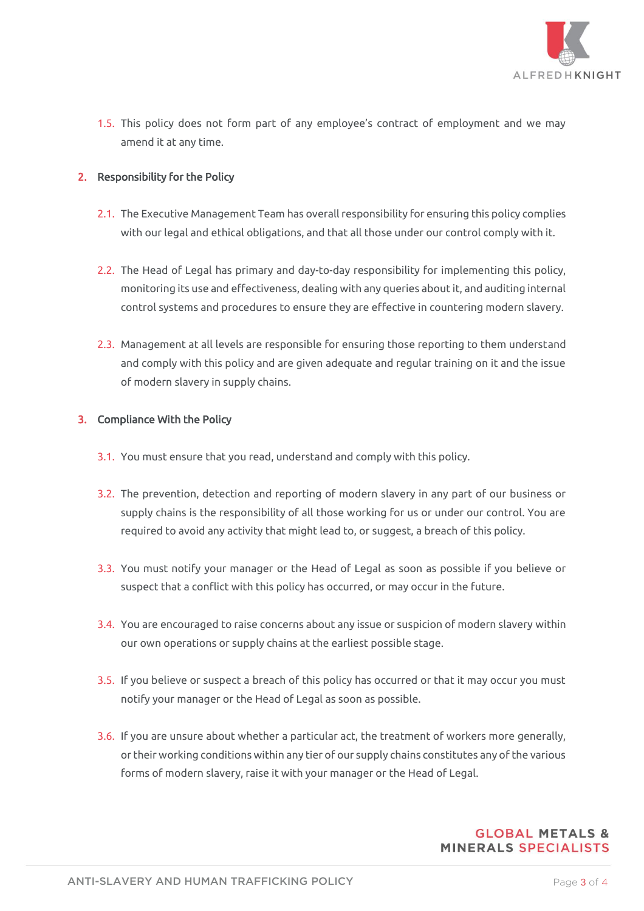1.5. This policy does not form part of any employee's contract of employment and we may amend it at any time.

## 2. Responsibility for the Policy

2.1. The Executive Management Team has overall responsibility for ensuring this policy complies with our legal and ethical obligations, and that all those under our control comply with it.

2.2. The Head of Legal has primary and day-to-day responsibility for implementing this policy, monitoring its use and effectiveness, dealing with any queries about it, and auditing internal control systems and procedures to ensure they are effective in countering modern slavery.

2.3. Management at all levels are responsible for ensuring those reporting to them understand and comply with this policy and are given adequate and regular training on it and the issue of modern slavery in supply chains.

## 3. Compliance With the Policy

3.1. You must ensure that you read, understand and comply with this policy.

3.2. The prevention, detection and reporting of modern slavery in any part of our business or supply chains is the responsibility of all those working for us or under our control. You are required to avoid any activity that might lead to, or suggest, a breach of this policy.

3.3. You must notify your manager or the Head of Legal as soon as possible if you believe or suspect that a conflict with this policy has occurred, or may occur in the future.

3.4. You are encouraged to raise concerns about any issue or suspicion of modern slavery within our own operations or supply chains at the earliest possible stage.

3.5. If you believe or suspect a breach of this policy has occurred or that it may occur you must notify your manager or the Head of Legal as soon as possible.

3.6. If you are unsure about whether a particular act, the treatment of workers more generally, or their working conditions within any tier of our supply chains constitutes any of the various forms of modern slavery, raise it with your manager or the Head of Legal.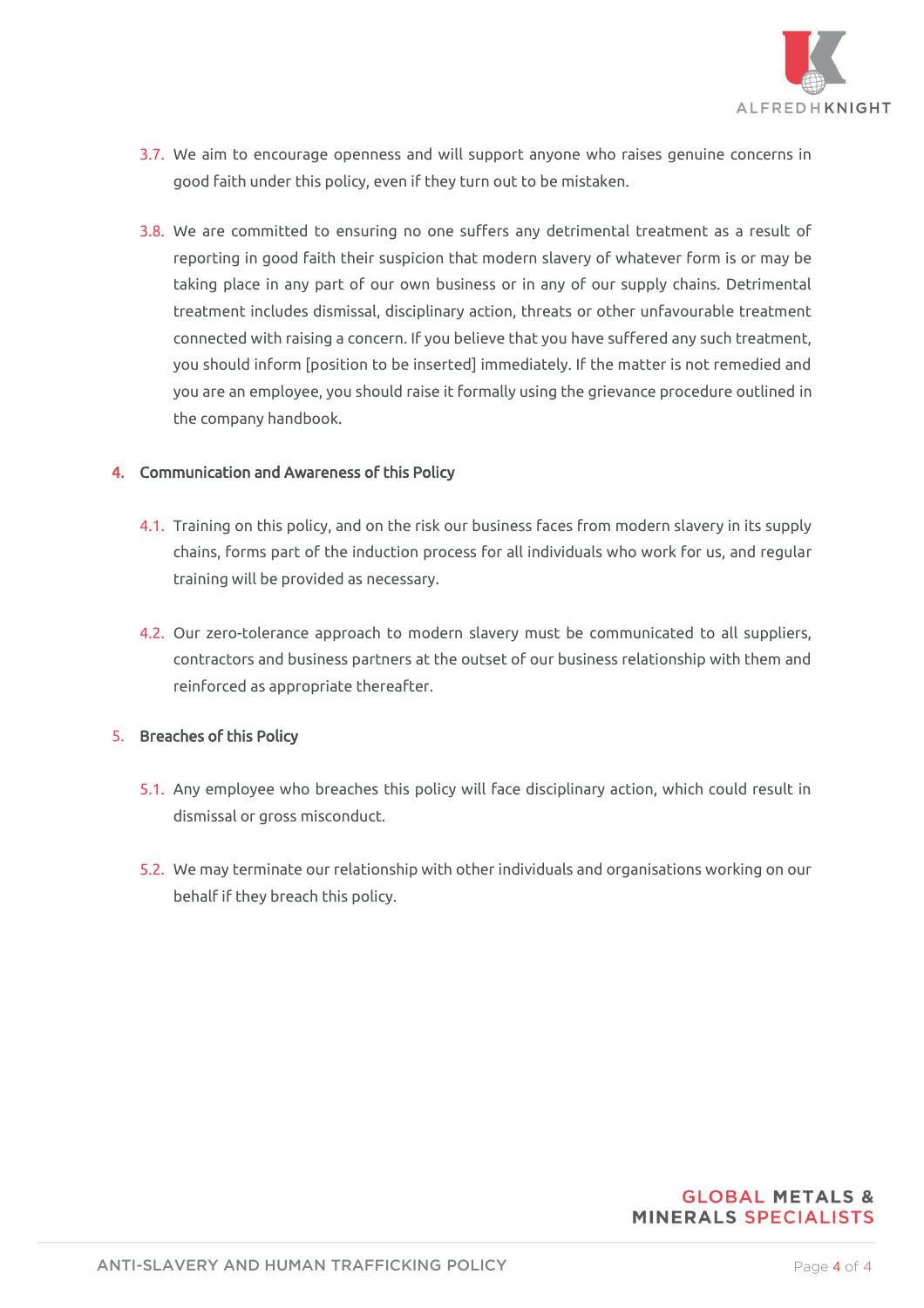3.7. We aim to encourage openness and will support anyone who raises genuine concerns in good faith under this policy, even if they turn out to be mistaken.

3.8. We are committed to ensuring no one suffers any detrimental treatment as a result of reporting in good faith their suspicion that modern slavery of whatever form is or may be taking place in any part of our own business or in any of our supply chains. Detrimental treatment includes dismissal, disciplinary action, threats or other unfavourable treatment connected with raising a concern. If you believe that you have suffered any such treatment, you should inform [position to be inserted] immediately. If the matter is not remedied and you are an employee, you should raise it formally using the grievance procedure outlined in the company handbook.

## 4. Communication and Awareness of this Policy

4.1. Training on this policy, and on the risk our business faces from modern slavery in its supply chains, forms part of the induction process for all individuals who work for us, and regular training will be provided as necessary.

4.2. Our zero-tolerance approach to modern slavery must be communicated to all suppliers, contractors and business partners at the outset of our business relationship with them and reinforced as appropriate thereafter.

## 5. Breaches of this Policy

5.1. Any employee who breaches this policy will face disciplinary action, which could result in dismissal or gross misconduct.

5.2. We may terminate our relationship with other individuals and organisations working on our behalf if they breach this policy.